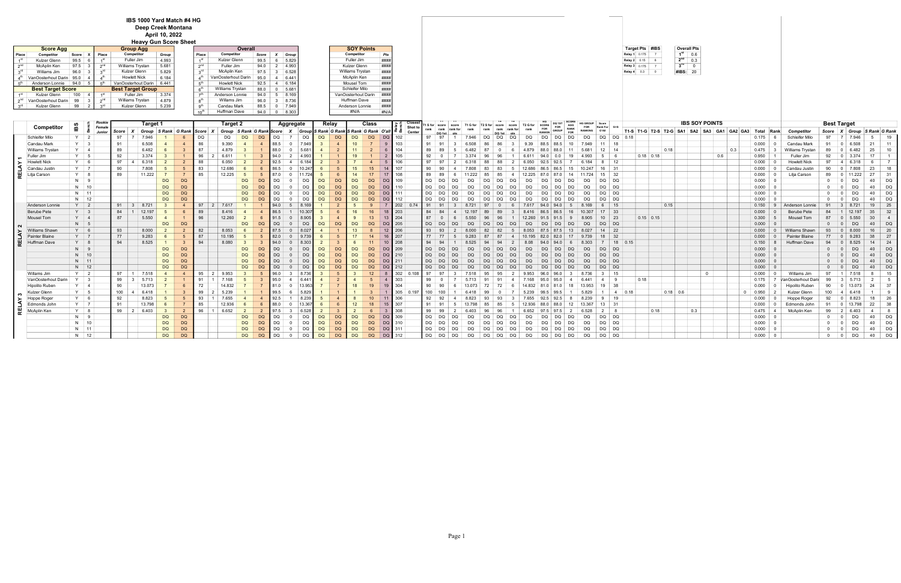# IBS 1000 Yard Match #4 HG

## Deep Creek Montana

## April 10, 2022

## Heavy Gun Score Sheet

| Score Agg | | | |
|---|---|---|---|
| Place | Competitor | Score | X |
| 1st | Kulzer Glenn | 99.5 | 6 |
| 2nd | McAplin Ken | 97.5 | 3 |
| 3rd | Willams Jim | 96.0 | 3 |
| 4th | VanOosterhout Darin | 95.0 | 4 |
| 5th | Anderson Lonnie | 94.0 | 5 |
| **Best Target Score** | | | |
| 1st | Kulzer Glenn | 100 | 4 |
| 2nd | VanOosterhout Darin | 99 | 3 |
| 3rd | Kulzer Glenn | 99 | 2 |

| Group Agg | | |
|---|---|---|
| Place | Competitor | Group |
| 1st | Fuller Jim | 4.993 |
| 2nd | Williams Trystan | 5.681 |
| 3rd | Kulzer Glenn | 5.829 |
| 4th | Howlett Nick | 6.184 |
| 5th | VanOosterhout Darin | 6.441 |
| **Best Target Group** | | |
| 1st | Fuller Jim | 3.374 |
| 2nd | Williams Trystan | 4.879 |
| 3rd | Kulzer Glenn | 5.239 |

| Overall | | | | |
|---|---|---|---|---|
| Place | Competitor | Score | X | Group |
| 1st | Kulzer Glenn | 99.5 | 6 | 5.829 |
| 2nd | Fuller Jim | 94.0 | 2 | 4.993 |
| 3rd | McAplin Ken | 97.5 | 3 | 6.528 |
| 4th | VanOosterhout Darin | 95.0 | 4 | 6.441 |
| 5th | Howlett Nick | 92.5 | 4 | 6.184 |
| 6th | Williams Trystan | 88.0 | 0 | 5.681 |
| 7th | Anderson Lonnie | 94.0 | 5 | 8.169 |
| 8th | Willams Jim | 96.0 | 3 | 8.736 |
| 9th | Candau Mark | 88.5 | 0 | 7.949 |
| 10th | Huffman Dave | 94.0 | 0 | 8.303 |

| SOY Points | |
|---|---|
| Competitor | Pts |
| Fuller Jim | #### |
| Kulzer Glenn | #### |
| Williams Trystan | #### |
| McAplin Ken | #### |
| Mousel Tom | #### |
| Schleifer Milo | #### |
| VanOosterhout Darin | #### |
| Huffman Dave | #### |
| Anderson Lonnie | #### |
| #N/A | #N/A |

| Target Pts | | #IBS |
|---|---|---|
| Relay 1 | 0.175 | 7 |
| Relay 2 | 0.15 | 6 |
| Relay 3 | 0.175 | 7 |
| Relay 4 | 0.3 | 0 |

| Overall Pts | |
|---|---|
| 1st | 0.6 |
| 2nd | 0.3 |
| 3rd | 0 |
| #IBS: | 20 |

| | Competitor | IBS | Bench | Rookie Female Junior | Target 1 | | | | | Target 2 | | | | | Aggregate | | | Relay | | Class | | | Relay Bench | Closest Shot to Center | T1 S for rank | T1 score rank DQ 1st | T1 score rank for ties | T1 G for rank | T2 S for rank | T2 score rank DQ 1st | T2 score rank for ties | T2 G for rank | HG SCORE FOR RANKING | DQ 1ST FOR GROUP | SCORE ADJ RANK FOR | HG GROUP FOR RANKING | Score Rank For O'all | O+S | IBS SOY POINTS | | | | | | | | | | | | Best Target | | | | | |
|---|---|---|---|---|---|---|---|---|---|---|---|---|---|---|---|---|---|---|---|---|---|---|---|---|---|---|---|---|---|---|---|---|---|---|---|---|---|---|---|---|---|---|---|---|---|---|---|---|---|---|---|---|---|---|---|---|
| | | | | | Score | X | Group | S Rank | G Rank | Score | X | Group | S Rank | G Rank | Score | X | Group | S Rank | G Rank | S Rank | G Rank | O'all | | | | | | | | | | | | | | | | | T1-S | T1-G | T2-S | T2-G | SA1 | SA2 | SA3 | GA1 | GA2 | GA3 | Total | Rank | Competitor | Score | X | Group | S Rank | G Rank |
| RELAY 1 | Schleifer Milo | Y | 2 | | 97 | 7 | 7.946 | 1 | 6 | DQ | | DQ | DQ | DQ | DQ | 7 | DQ | DQ | DQ | DQ | DQ | DQ | 102 | | 97 | 97 | 1 | 7.946 | DQ | DQ | DQ | DQ | DQ | DQ | DQ | DQ | DQ | DQ | 0.18 | | | | | | | | | | 0.175 | 6 | Schleifer Milo | 97 | 7 | 7.946 | 5 | 19 |
| | Candau Mark | Y | 3 | | 91 | | 6.508 | 4 | 4 | 86 | | 9.390 | 4 | 4 | 88.5 | 0 | 7.949 | 3 | 4 | 10 | 7 | 9 | 103 | | 91 | 91 | 3 | 6.508 | 86 | 86 | 3 | 9.39 | 88.5 | 88.5 | 10 | 7.949 | 11 | 18 | | | | | | | | | | | 0.000 | 0 | Candau Mark | 91 | 0 | 6.508 | 21 | 11 |
| | Williams Trystan | Y | 4 | | 89 | | 6.482 | 6 | 3 | 87 | | 4.879 | 3 | 1 | 88.0 | 0 | 5.681 | 4 | 2 | 11 | 2 | 6 | 104 | | 89 | 89 | 5 | 6.482 | 87 | 0 | 6 | 4.879 | 88.0 | 88.0 | 11 | 5.681 | 12 | 14 | | | | 0.18 | | | | | 0.3 | | 0.475 | 3 | Williams Trystan | 89 | 0 | 6.482 | 25 | 10 |
| | Fuller Jim | Y | 5 | | 92 | | 3.374 | 3 | 1 | 96 | 2 | 6.611 | 1 | 3 | 94.0 | 2 | 4.993 | 1 | 1 | 19 | 1 | 2 | 105 | | 92 | 0 | 7 | 3.374 | 96 | 96 | 1 | 6.611 | 94.0 | 0.0 | 19 | 4.993 | 5 | 6 | | 0.18 | 0.18 | | | | | 0.6 | | | 0.950 | 1 | Fuller Jim | 92 | 0 | 3.374 | 17 | 1 |
| | Howlett Nick | Y | 6 | | 97 | 4 | 6.318 | 2 | 2 | 88 | | 6.050 | 2 | 2 | 92.5 | 4 | 6.184 | 2 | 3 | 7 | 4 | 5 | 106 | | 97 | 97 | 2 | 6.318 | 88 | 88 | 2 | 6.050 | 92.5 | 92.5 | 7 | 6.184 | 8 | 12 | | | | | | | | | | | 0.000 | 0 | Howlett Nick | 97 | 4 | 6.318 | 6 | 7 |
| | Candau Justin | Y | 7 | | 90 | | 7.808 | 5 | 5 | 83 | | 12.686 | 6 | 6 | 86.5 | 0 | 10.247 | 6 | 5 | 15 | 15 | 14 | 107 | | 90 | 90 | 4 | 7.808 | 83 | 83 | 5 | 12.686 | 86.5 | 86.5 | 15 | 10.247 | 16 | 31 | | | | | | | | | | | 0.000 | 0 | Candau Justin | 90 | 0 | 7.808 | 23 | 18 |
| | Lilja Carson | Y | 8 | | 89 | | 11.222 | 7 | 7 | 85 | | 12.225 | 5 | 5 | 87.0 | 0 | 11.724 | 5 | 6 | 14 | 17 | 17 | 108 | | 89 | 89 | 6 | 11.222 | 85 | 85 | 4 | 12.225 | 87.0 | 87.0 | 14 | 11.724 | 15 | 32 | | | | | | | | | | | 0.000 | 0 | Lilja Carson | 89 | 0 | 11.222 | 27 | 31 |
| | | N | 9 | | | | | DQ | DQ | | | | DQ | DQ | DQ | 0 | DQ | DQ | DQ | DQ | DQ | DQ | 109 | | DQ | DQ | DQ | DQ | DQ | DQ | DQ | DQ | DQ | DQ | DQ | DQ | DQ | DQ | | | | | | | | | | | 0.000 | 0 | | 0 | 0 | DQ | 40 | DQ |
| | | N | 10 | | | | | DQ | DQ | | | | DQ | DQ | DQ | 0 | DQ | DQ | DQ | DQ | DQ | DQ | 110 | | DQ | DQ | DQ | DQ | DQ | DQ | DQ | DQ | DQ | DQ | DQ | DQ | DQ | DQ | | | | | | | | | | | 0.000 | 0 | | 0 | 0 | DQ | 40 | DQ |
| | | N | 11 | | | | | DQ | DQ | | | | DQ | DQ | DQ | 0 | DQ | DQ | DQ | DQ | DQ | DQ | 111 | | DQ | DQ | DQ | DQ | DQ | DQ | DQ | DQ | DQ | DQ | DQ | DQ | DQ | DQ | | | | | | | | | | | 0.000 | 0 | | 0 | 0 | DQ | 40 | DQ |
| | | N | 12 | | | | | DQ | DQ | | | | DQ | DQ | DQ | 0 | DQ | DQ | DQ | DQ | DQ | DQ | 112 | | DQ | DQ | DQ | DQ | DQ | DQ | DQ | DQ | DQ | DQ | DQ | DQ | DQ | DQ | | | | | | | | | | | 0.000 | 0 | | 0 | 0 | DQ | 40 | DQ |
| RELAY 2 | Anderson Lonnie | Y | 2 | | 91 | 3 | 8.721 | 3 | 4 | 97 | 2 | 7.617 | 1 | 1 | 94.0 | 5 | 8.169 | 1 | 2 | 5 | 9 | 7 | 202 | 0.74 | 91 | 91 | 3 | 8.721 | 97 | 0 | 6 | 7.617 | 94.0 | 94.0 | 5 | 8.169 | 6 | 15 | | | | 0.15 | | | | | | | 0.150 | 9 | Anderson Lonnie | 91 | 3 | 8.721 | 19 | 25 |
| | Berube Pete | Y | 3 | | 84 | 1 | 12.197 | 5 | 6 | 89 | | 8.416 | 4 | 4 | 86.5 | 1 | 10.307 | 5 | 6 | 16 | 16 | 18 | 203 | | 84 | 84 | 4 | 12.197 | 89 | 89 | 3 | 8.416 | 86.5 | 86.5 | 16 | 10.307 | 17 | 33 | | | | | | | | | | | 0.000 | 0 | Berube Pete | 84 | 1 | 12.197 | 35 | 32 |
| | Mousel Tom | Y | 4 | | 87 | | 5.550 | 4 | 1 | 96 | | 12.260 | 2 | 6 | 91.5 | 0 | 8.905 | 3 | 4 | 9 | 13 | 13 | 204 | | 87 | 0 | 6 | 5.550 | 96 | 96 | 1 | 12.260 | 91.5 | 91.5 | 9 | 8.905 | 10 | 23 | | 0.15 | 0.15 | | | | | | | | 0.300 | 5 | Mousel Tom | 87 | 0 | 5.550 | 30 | 4 |
| | | N | 5 | | | | | DQ | DQ | | | | DQ | DQ | DQ | 0 | DQ | DQ | DQ | DQ | DQ | DQ | 205 | | DQ | DQ | DQ | DQ | DQ | DQ | DQ | DQ | DQ | DQ | DQ | DQ | DQ | DQ | | | | | | | | | | | 0.000 | 0 | | 0 | 0 | DQ | 40 | DQ |
| | Williams Shawn | Y | 6 | | 93 | | 8.000 | 2 | 2 | 82 | | 8.053 | 6 | 2 | 87.5 | 0 | 8.027 | 4 | 1 | 13 | 8 | 12 | 206 | | 93 | 93 | 2 | 8.000 | 82 | 82 | 5 | 8.053 | 87.5 | 87.5 | 13 | 8.027 | 14 | 22 | | | | | | | | | | | 0.000 | 0 | Williams Shawn | 93 | 0 | 8.000 | 16 | 20 |
| | Painter Blaine | Y | 7 | | 77 | | 9.283 | 6 | 5 | 87 | | 10.195 | 5 | 5 | 82.0 | 0 | 9.739 | 6 | 5 | 17 | 14 | 16 | 207 | | 77 | 77 | 5 | 9.283 | 87 | 87 | 4 | 10.195 | 82.0 | 82.0 | 17 | 9.739 | 18 | 32 | | | | | | | | | | | 0.000 | 0 | Painter Blaine | 77 | 0 | 9.283 | 38 | 27 |
| | Huffman Dave | Y | 8 | | 94 | | 8.525 | 1 | 3 | 94 | | 8.080 | 3 | 3 | 94.0 | 0 | 8.303 | 2 | 3 | 6 | 11 | 10 | 208 | | 94 | 94 | 1 | 8.525 | 94 | 94 | 2 | 8.08 | 94.0 | 94.0 | 6 | 8.303 | 7 | 18 | 0.15 | | | | | | | | | | 0.150 | 8 | Huffman Dave | 94 | 0 | 8.525 | 14 | 24 |
| | | N | 9 | | | | | DQ | DQ | | | | DQ | DQ | DQ | 0 | DQ | DQ | DQ | DQ | DQ | DQ | 209 | | DQ | DQ | DQ | DQ | DQ | DQ | DQ | DQ | DQ | DQ | DQ | DQ | DQ | DQ | | | | | | | | | | | 0.000 | 0 | | 0 | 0 | DQ | 40 | DQ |
| | | N | 10 | | | | | DQ | DQ | | | | DQ | DQ | DQ | 0 | DQ | DQ | DQ | DQ | DQ | DQ | 210 | | DQ | DQ | DQ | DQ | DQ | DQ | DQ | DQ | DQ | DQ | DQ | DQ | DQ | DQ | | | | | | | | | | | 0.000 | 0 | | 0 | 0 | DQ | 40 | DQ |
| | | N | 11 | | | | | DQ | DQ | | | | DQ | DQ | DQ | 0 | DQ | DQ | DQ | DQ | DQ | DQ | 211 | | DQ | DQ | DQ | DQ | DQ | DQ | DQ | DQ | DQ | DQ | DQ | DQ | DQ | DQ | | | | | | | | | | | 0.000 | 0 | | 0 | 0 | DQ | 40 | DQ |
| | | N | 12 | | | | | DQ | DQ | | | | DQ | DQ | DQ | 0 | DQ | DQ | DQ | DQ | DQ | DQ | 212 | | DQ | DQ | DQ | DQ | DQ | DQ | DQ | DQ | DQ | DQ | DQ | DQ | DQ | DQ | | | | | | | | | | | 0.000 | 0 | | 0 | 0 | DQ | 40 | DQ |
| RELAY 3 | Willams Jim | Y | 2 | | 97 | 1 | 7.518 | 4 | 4 | 95 | 2 | 9.953 | 3 | 5 | 96.0 | 3 | 8.736 | 3 | 5 | 3 | 12 | 8 | 302 | 0.108 | 97 | 97 | 3 | 7.518 | 95 | 95 | 2 | 9.953 | 96.0 | 96.0 | 3 | 8.736 | 3 | 15 | | | | | | | 0 | | | | 0.000 | 0 | Williams Jim | 97 | 1 | 7.518 | 8 | 15 |
| | VanOosterhout Darin | Y | 3 | | 99 | 3 | 5.713 | 2 | 1 | 91 | 1 | 7.168 | 5 | 3 | 95.0 | 4 | 6.441 | 4 | 2 | 4 | 5 | 4 | 303 | | 99 | 0 | 7 | 5.713 | 91 | 91 | 4 | 7.168 | 95.0 | 95.0 | 4 | 6.441 | 4 | 9 | | 0.18 | | | | | | | | | 0.175 | 7 | VanOosterhout Darin | 99 | 3 | 5.713 | 2 | 5 |
| | Hipolito Ruben | Y | 4 | | 90 | | 13.073 | 7 | 6 | 72 | | 14.832 | 7 | 7 | 81.0 | 0 | 13.953 | 7 | 7 | 18 | 19 | 19 | 304 | | 90 | 90 | 6 | 13.073 | 72 | 72 | 6 | 14.832 | 81.0 | 81.0 | 18 | 13.953 | 19 | 38 | | | | | | | | | | | 0.000 | 0 | Hipolito Ruben | 90 | 0 | 13.073 | 24 | 37 |
| | Kulzer Glenn | Y | 5 | | 100 | 4 | 6.418 | 1 | 3 | 99 | 2 | 5.239 | 1 | 1 | 99.5 | 6 | 5.829 | 1 | 1 | 1 | 3 | 1 | 305 | 0.197 | 100 | 100 | 1 | 6.418 | 99 | 0 | 7 | 5.239 | 99.5 | 99.5 | 1 | 5.829 | 1 | 4 | 0.18 | | | 0.18 | 0.6 | | | | | 0 | 0.950 | 2 | Kulzer Glenn | 100 | 4 | 6.418 | 1 | 9 |
| | Hoppe Roger | Y | 6 | | 92 | | 8.823 | 5 | 5 | 93 | 1 | 7.655 | 4 | 4 | 92.5 | 1 | 8.239 | 5 | 4 | 8 | 10 | 11 | 306 | | 92 | 92 | 4 | 8.823 | 93 | 93 | 3 | 7.655 | 92.5 | 92.5 | 8 | 8.239 | 9 | 19 | | | | | | | | | | | 0.000 | 0 | Hoppe Roger | 92 | 0 | 8.823 | 18 | 26 |
| | Edmonds John | Y | 7 | | 91 | | 13.798 | 6 | 7 | 85 | | 12.936 | 6 | 6 | 88.0 | 0 | 13.367 | 6 | 6 | 12 | 18 | 15 | 307 | | 91 | 91 | 5 | 13.798 | 85 | 85 | 5 | 12.936 | 88.0 | 88.0 | 12 | 13.367 | 13 | 31 | | | | | | | | | | | 0.000 | 0 | Edmonds John | 91 | 0 | 13.798 | 22 | 38 |
| | McAplin Ken | Y | 8 | | 99 | 2 | 6.403 | 3 | 2 | 96 | 1 | 6.652 | 2 | 2 | 97.5 | 3 | 6.528 | 2 | 3 | 2 | 6 | 3 | 308 | | 99 | 99 | 2 | 6.403 | 96 | 96 | 1 | 6.652 | 97.5 | 97.5 | 2 | 6.528 | 2 | 8 | | | 0.18 | | | 0.3 | | | | | 0.475 | 4 | McAplin Ken | 99 | 2 | 6.403 | 4 | 8 |
| | | N | 9 | | | | | DQ | DQ | | | | DQ | DQ | DQ | 0 | DQ | DQ | DQ | DQ | DQ | DQ | 309 | | DQ | DQ | DQ | DQ | DQ | DQ | DQ | DQ | DQ | DQ | DQ | DQ | DQ | DQ | | | | | | | | | | | 0.000 | 0 | | 0 | 0 | DQ | 40 | DQ |
| | | N | 10 | | | | | DQ | DQ | | | | DQ | DQ | DQ | 0 | DQ | DQ | DQ | DQ | DQ | DQ | 310 | | DQ | DQ | DQ | DQ | DQ | DQ | DQ | DQ | DQ | DQ | DQ | DQ | DQ | DQ | | | | | | | | | | | 0.000 | 0 | | 0 | 0 | DQ | 40 | DQ |
| | | N | 11 | | | | | DQ | DQ | | | | DQ | DQ | DQ | 0 | DQ | DQ | DQ | DQ | DQ | DQ | 311 | | DQ | DQ | DQ | DQ | DQ | DQ | DQ | DQ | DQ | DQ | DQ | DQ | DQ | DQ | | | | | | | | | | | 0.000 | 0 | | 0 | 0 | DQ | 40 | DQ |
| | | N | 12 | | | | | DQ | DQ | | | | DQ | DQ | DQ | 0 | DQ | DQ | DQ | DQ | DQ | DQ | 312 | | DQ | DQ | DQ | DQ | DQ | DQ | DQ | DQ | DQ | DQ | DQ | DQ | DQ | DQ | | | | | | | | | | | 0.000 | 0 | | 0 | 0 | DQ | 40 | DQ |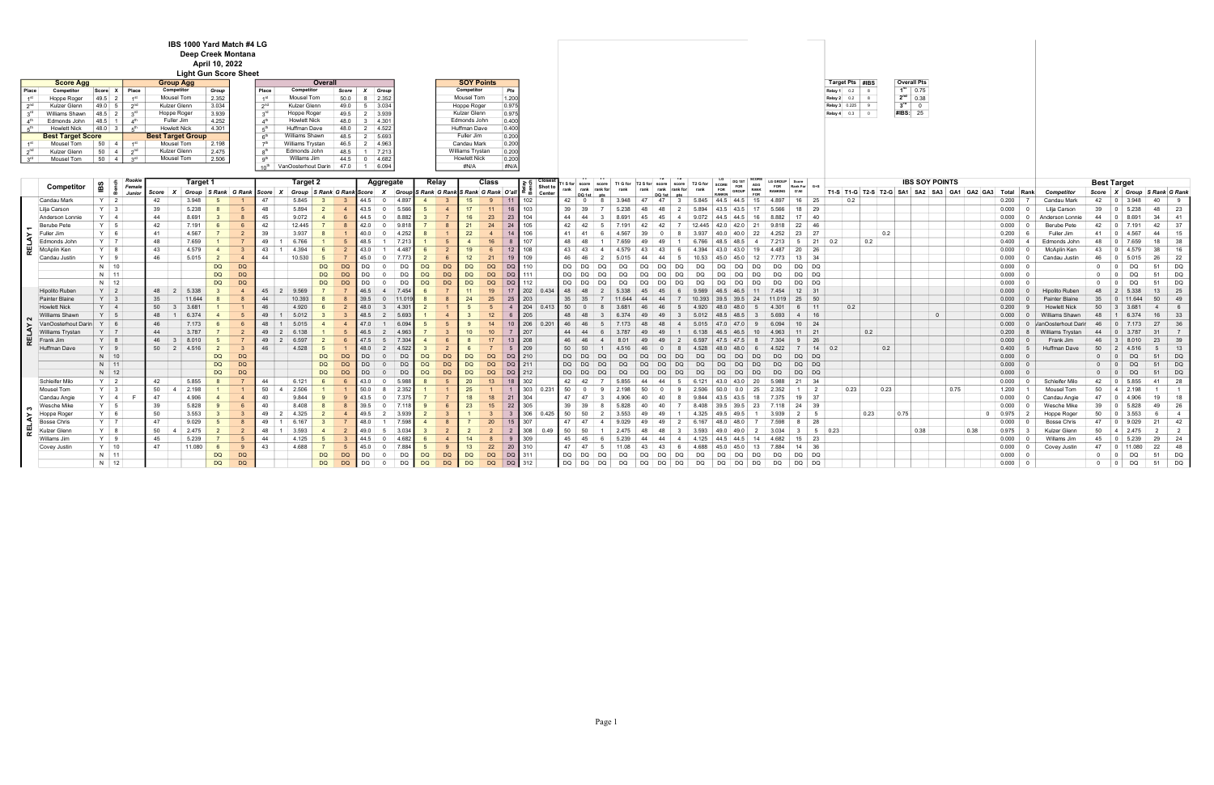# IBS 1000 Yard Match #4 LG

**Deep Creek Montana**

**April 10, 2022**

**Light Gun Score Sheet**

| Score Agg | | | |
|---|---|---|---|
| Place | Competitor | Score | X |
| 1st | Hoppe Roger | 49.5 | 2 |
| 2nd | Kulzer Glenn | 49.0 | 5 |
| 3rd | Williams Shawn | 48.5 | 2 |
| 4th | Edmonds John | 48.5 | 1 |
| 5th | Howlett Nick | 48.0 | 3 |
| **Best Target Score** | | | |
| 1st | Mousel Tom | 50 | 4 |
| 2nd | Kulzer Glenn | 50 | 4 |
| 3rd | Mousel Tom | 50 | 4 |

| Group Agg | | |
|---|---|---|
| Place | Competitor | Group |
| 1st | Mousel Tom | 2.352 |
| 2nd | Kulzer Glenn | 3.034 |
| 3rd | Hoppe Roger | 3.939 |
| 4th | Fuller Jim | 4.252 |
| 5th | Howlett Nick | 4.301 |
| **Best Target Group** | | |
| 1st | Mousel Tom | 2.198 |
| 2nd | Kulzer Glenn | 2.475 |
| 3rd | Mousel Tom | 2.506 |

| Overall | | | | |
|---|---|---|---|---|
| Place | Competitor | Score | X | Group |
| 1st | Mousel Tom | 50.0 | 8 | 2.352 |
| 2nd | Kulzer Glenn | 49.0 | 5 | 3.034 |
| 3rd | Hoppe Roger | 49.5 | 2 | 3.939 |
| 4th | Howlett Nick | 48.0 | 3 | 4.301 |
| 5th | Huffman Dave | 48.0 | 2 | 4.522 |
| 6th | Williams Shawn | 48.5 | 2 | 5.693 |
| 7th | Williams Trystan | 46.5 | 2 | 4.963 |
| 8th | Edmonds John | 48.5 | 1 | 7.213 |
| 9th | Williams Jim | 44.5 | 0 | 4.682 |
| 10th | VanOosterhout Darin | 47.0 | 1 | 6.094 |

| SOY Points | |
|---|---|
| Competitor | Pts |
| Mousel Tom | 1.200 |
| Hoppe Roger | 0.975 |
| Kulzer Glenn | 0.975 |
| Edmonds John | 0.400 |
| Huffman Dave | 0.400 |
| Fuller Jim | 0.200 |
| Candau Mark | 0.200 |
| Williams Trystan | 0.200 |
| Howlett Nick | 0.200 |
| #N/A | #N/A |

| | Target Pts | #IBS |
|---|---|---|
| Relay 1 | 0.2 | 8 |
| Relay 2 | 0.2 | 8 |
| Relay 3 | 0.225 | 9 |
| Relay 4 | 0.3 | 0 |

| Overall Pts | |
|---|---|
| 1st | 0.75 |
| 2nd | 0.38 |
| 3rd | 0 |
| #IBS: | 25 |

| | Competitor | IBS | Bench | Rookie Female Junior | Target 1 | | | | | Target 2 | | | | | Aggregate | | | Relay | | Class | | | Relay Bench | Closest Shot to Center | T1 S for rank | score rank DQ 1st | score rank for pts | T1 G for rank | T2 S for rank | score rank DQ 1st | score rank for pts | T2 G for rank | LG SCORE FOR RANKING | DQ 1ST FOR GROUP | SCORE AGG RANK FOR | LG GROUP FOR RANKING | Score Rank For O'all | G+S | IBS SOY POINTS | | | | | | | | | | | | Best Target | | | | | |
|---|---|---|---|---|---|---|---|---|---|---|---|---|---|---|---|---|---|---|---|---|---|---|---|---|---|---|---|---|---|---|---|---|---|---|---|---|---|---|---|---|---|---|---|---|---|---|---|---|---|---|---|---|---|---|---|---|
| | | | | | Score | X | Group | S Rank | G Rank | Score | X | Group | S Rank | G Rank | Score | X | Group | S Rank | G Rank | S Rank | G Rank | O'all | | | | | | | | | | | | | | | | | T1-S | T1-G | T2-S | T2-G | SA1 | SA2 | SA3 | GA1 | GA2 | GA3 | Total | Rank | Competitor | Score | X | | S Rank | G Rank |
| RELAY 1 | Candau Mark | Y | 2 | | 42 | | 3.948 | 5 | 1 | 47 | | 5.845 | 3 | 3 | 44.5 | 0 | 4.897 | 4 | 3 | 15 | 9 | 11 | 102 | | 42 | 0 | 8 | 3.948 | 47 | 47 | 3 | 5.845 | 44.5 | 44.5 | 15 | 4.897 | 16 | 25 | | 0.2 | | | | | | | | | 0.200 | 7 | Candau Mark | 42 | 0 | 3.948 | 40 | 9 |
| | Lilja Carson | Y | 3 | | 39 | | 5.238 | 8 | 5 | 48 | | 5.894 | 2 | 4 | 43.5 | 0 | 5.566 | 5 | 4 | 17 | 11 | 16 | 103 | | 39 | 39 | 7 | 5.238 | 48 | 48 | 2 | 5.894 | 43.5 | 43.5 | 17 | 5.566 | 18 | 29 | | | | | | | | | | | 0.000 | 0 | Lilja Carson | 39 | 0 | 5.238 | 48 | 23 |
| | Anderson Lonnie | Y | 4 | | 44 | | 8.691 | 3 | 8 | 45 | | 9.072 | 4 | 6 | 44.5 | 0 | 8.882 | 3 | 7 | 16 | 23 | 23 | 104 | | 44 | 44 | 3 | 8.691 | 45 | 45 | 4 | 9.072 | 44.5 | 44.5 | 16 | 8.882 | 17 | 40 | | | | | | | | | | | 0.000 | 0 | Anderson Lonnie | 44 | 0 | 8.691 | 34 | 41 |
| | Berube Pete | Y | 5 | | 42 | | 7.191 | 6 | 6 | 42 | | 12.445 | 7 | 8 | 42.0 | 0 | 9.818 | 7 | 8 | 21 | 24 | 24 | 105 | | 42 | 42 | 5 | 7.191 | 42 | 42 | 7 | 12.445 | 42.0 | 42.0 | 21 | 9.818 | 22 | 46 | | | | | | | | | | | 0.000 | 0 | Berube Pete | 42 | 0 | 7.191 | 42 | 37 |
| | Fuller Jim | Y | 6 | | 41 | | 4.567 | 7 | 2 | 39 | | 3.937 | 8 | 1 | 40.0 | 0 | 4.252 | 8 | 1 | 22 | 4 | 14 | 106 | | 41 | 41 | 6 | 4.567 | 39 | 0 | 8 | 3.937 | 40.0 | 40.0 | 22 | 4.252 | 23 | 27 | | | | 0.2 | | | | | | | 0.200 | 6 | Fuller Jim | 41 | 0 | 4.567 | 44 | 15 |
| | Edmonds John | Y | 7 | | 48 | | 7.659 | 1 | 7 | 49 | 1 | 6.766 | 1 | 5 | 48.5 | 1 | 7.213 | 1 | 5 | 4 | 16 | 8 | 107 | | 48 | 48 | 1 | 7.659 | 49 | 49 | 1 | 6.766 | 48.5 | 48.5 | 4 | 7.213 | 5 | 21 | 0.2 | | 0.2 | | | | | | | | 0.400 | 4 | Edmonds John | 48 | 0 | 7.659 | 18 | 38 |
| | McAplin Ken | Y | 8 | | 43 | | 4.579 | 4 | 3 | 43 | 1 | 4.394 | 6 | 2 | 43.0 | 1 | 4.487 | 6 | 2 | 19 | 6 | 12 | 108 | | 43 | 43 | 4 | 4.579 | 43 | 43 | 6 | 4.394 | 43.0 | 43.0 | 19 | 4.487 | 20 | 26 | | | | | | | | | | | 0.000 | 0 | McAplin Ken | 43 | 0 | 4.579 | 38 | 16 |
| | Candau Justin | Y | 9 | | 46 | | 5.015 | 2 | 4 | 44 | | 10.530 | 5 | 7 | 45.0 | 0 | 7.773 | 2 | 6 | 12 | 21 | 19 | 109 | | 46 | 46 | 2 | 5.015 | 44 | 44 | 5 | 10.53 | 45.0 | 45.0 | 12 | 7.773 | 13 | 34 | | | | | | | | | | | 0.000 | 0 | Candau Justin | 46 | 0 | 5.015 | 26 | 22 |
| | | N | 10 | | | | | DQ | DQ | | | | DQ | DQ | DQ | 0 | DQ | DQ | DQ | DQ | DQ | DQ | 110 | | DQ | DQ | DQ | DQ | DQ | DQ | DQ | DQ | DQ | DQ | DQ | DQ | DQ | DQ | | | | | | | | | | | 0.000 | 0 | | 0 | 0 | DQ | 51 | DQ |
| | | N | 11 | | | | | DQ | DQ | | | | DQ | DQ | DQ | 0 | DQ | DQ | DQ | DQ | DQ | DQ | 111 | | DQ | DQ | DQ | DQ | DQ | DQ | DQ | DQ | DQ | DQ | DQ | DQ | DQ | DQ | | | | | | | | | | | 0.000 | 0 | | 0 | 0 | DQ | 51 | DQ |
| | | N | 12 | | | | | DQ | DQ | | | | DQ | DQ | DQ | 0 | DQ | DQ | DQ | DQ | DQ | DQ | 112 | | DQ | DQ | DQ | DQ | DQ | DQ | DQ | DQ | DQ | DQ | DQ | DQ | DQ | DQ | | | | | | | | | | | 0.000 | 0 | | 0 | 0 | DQ | 51 | DQ |
| RELAY 2 | Hipolito Ruben | Y | 2 | | 48 | 2 | 5.338 | 3 | 4 | 45 | 2 | 9.569 | 7 | 7 | 46.5 | 4 | 7.454 | 6 | 7 | 11 | 19 | 17 | 202 | 0.434 | 48 | 48 | 2 | 5.338 | 45 | 45 | 6 | 9.569 | 46.5 | 46.5 | 11 | 7.454 | 12 | 31 | | | | | | | | | | | 0.000 | 0 | Hipolito Ruben | 48 | 2 | 5.338 | 13 | 25 |
| | Painter Blaine | Y | 3 | | 35 | | 11.644 | 8 | 8 | 44 | | 10.393 | 8 | 8 | 39.5 | 0 | 11.019 | 8 | 8 | 24 | 25 | 25 | 203 | | 35 | 35 | 7 | 11.644 | 44 | 44 | 7 | 10.393 | 39.5 | 39.5 | 24 | 11.019 | 25 | 50 | | | | | | | | | | | 0.000 | 0 | Painter Blaine | 35 | 0 | 11.644 | 50 | 49 |
| | Howlett Nick | Y | 4 | | 50 | 3 | 3.681 | 1 | 1 | 46 | | 4.920 | 6 | 2 | 48.0 | 3 | 4.301 | 2 | 1 | 5 | 5 | 4 | 204 | 0.413 | 50 | 0 | 8 | 3.681 | 46 | 46 | 5 | 4.920 | 48.0 | 48.0 | 5 | 4.301 | 6 | 11 | | 0.2 | | | | | | | | | 0.200 | 9 | Howlett Nick | 50 | 3 | 3.681 | 4 | 6 |
| | Williams Shawn | Y | 5 | | 48 | 1 | 6.374 | 4 | 5 | 49 | 1 | 5.012 | 3 | 3 | 48.5 | 2 | 5.693 | 1 | 4 | 3 | 12 | 6 | 205 | | 48 | 48 | 3 | 6.374 | 49 | 49 | 3 | 5.012 | 48.5 | 48.5 | 3 | 5.693 | 4 | 16 | | | | | | | 0 | | | | 0.000 | 0 | Williams Shawn | 48 | 1 | 6.374 | 16 | 33 |
| | VanOosterhout Darin | Y | 6 | | 46 | | 7.173 | 6 | 6 | 48 | 1 | 5.015 | 4 | 4 | 47.0 | 1 | 6.094 | 5 | 5 | 9 | 14 | 10 | 206 | 0.201 | 46 | 46 | 5 | 7.173 | 48 | 48 | 4 | 5.015 | 47.0 | 47.0 | 9 | 6.094 | 10 | 24 | | | | | | | | | | | 0.000 | 0 | VanOosterhout Darin | 46 | 0 | 7.173 | 27 | 36 |
| | Williams Trystan | Y | 7 | | 44 | | 3.787 | 7 | 2 | 49 | 2 | 6.138 | 1 | 5 | 46.5 | 2 | 4.963 | 7 | 3 | 10 | 10 | 7 | 207 | | 44 | 44 | 6 | 3.787 | 49 | 49 | 1 | 6.138 | 46.5 | 46.5 | 10 | 4.963 | 11 | 21 | | | 0.2 | | | | | | | | 0.200 | 8 | Williams Trystan | 44 | 0 | 3.787 | 31 | 7 |
| | Frank Jim | Y | 8 | | 46 | 3 | 8.010 | 5 | 7 | 49 | 2 | 6.597 | 2 | 6 | 47.5 | 5 | 7.304 | 4 | 6 | 8 | 17 | 13 | 208 | | 46 | 46 | 4 | 8.01 | 49 | 49 | 2 | 6.597 | 47.5 | 47.5 | 8 | 7.304 | 9 | 26 | | | | | | | | | | | 0.000 | 0 | Frank Jim | 46 | 3 | 8.010 | 23 | 39 |
| | Huffman Dave | Y | 9 | | 50 | 2 | 4.516 | 2 | 3 | 46 | | 4.528 | 5 | 1 | 48.0 | 2 | 4.522 | 3 | 2 | 6 | 7 | 5 | 209 | | 50 | 50 | 1 | 4.516 | 46 | 0 | 8 | 4.528 | 48.0 | 48.0 | 6 | 4.522 | 7 | 14 | 0.2 | | | 0.2 | | | | | | | 0.400 | 5 | Huffman Dave | 50 | 2 | 4.516 | 5 | 13 |
| | | N | 10 | | | | | DQ | DQ | | | | DQ | DQ | DQ | 0 | DQ | DQ | DQ | DQ | DQ | DQ | 210 | | DQ | DQ | DQ | DQ | DQ | DQ | DQ | DQ | DQ | DQ | DQ | DQ | DQ | DQ | | | | | | | | | | | 0.000 | 0 | | 0 | 0 | DQ | 51 | DQ |
| | | N | 11 | | | | | DQ | DQ | | | | DQ | DQ | DQ | 0 | DQ | DQ | DQ | DQ | DQ | DQ | 211 | | DQ | DQ | DQ | DQ | DQ | DQ | DQ | DQ | DQ | DQ | DQ | DQ | DQ | DQ | | | | | | | | | | | 0.000 | 0 | | 0 | 0 | DQ | 51 | DQ |
| | | N | 12 | | | | | DQ | DQ | | | | DQ | DQ | DQ | 0 | DQ | DQ | DQ | DQ | DQ | DQ | 212 | | DQ | DQ | DQ | DQ | DQ | DQ | DQ | DQ | DQ | DQ | DQ | DQ | DQ | DQ | | | | | | | | | | | 0.000 | 0 | | 0 | 0 | DQ | 51 | DQ |
| RELAY 3 | Schleifer Milo | Y | 2 | | 42 | | 5.855 | 8 | 7 | 44 | | 6.121 | 6 | 6 | 43.0 | 0 | 5.988 | 8 | 5 | 20 | 13 | 18 | 302 | | 42 | 42 | 7 | 5.855 | 44 | 44 | 5 | 6.121 | 43.0 | 43.0 | 20 | 5.988 | 21 | 34 | | | | | | | | | | | 0.000 | 0 | Schleifer Milo | 42 | 0 | 5.855 | 41 | 28 |
| | Mousel Tom | Y | 3 | | 50 | 4 | 2.198 | 1 | 1 | 50 | 4 | 2.506 | 1 | 1 | 50.0 | 8 | 2.352 | 1 | 1 | 1 | 1 | 1 | 303 | 0.231 | 50 | 0 | 9 | 2.198 | 50 | 0 | 9 | 2.506 | 50.0 | 0.0 | 25 | 2.352 | 1 | 2 | | 0.23 | | 0.23 | | | | 0.75 | | | 1.200 | 1 | Mousel Tom | 50 | 4 | 2.198 | 1 | 1 |
| | Candau Angie | Y | 4 | F | 47 | | 4.906 | 4 | 4 | 40 | | 9.844 | 9 | 9 | 43.5 | 0 | 7.375 | 7 | 7 | 18 | 18 | 21 | 304 | | 47 | 47 | 3 | 4.906 | 40 | 40 | 8 | 9.844 | 43.5 | 43.5 | 18 | 7.375 | 19 | 37 | | | | | | | | | | | 0.000 | 0 | Candau Angie | 47 | 0 | 4.906 | 19 | 18 |
| | Wesche Mike | Y | 5 | | 39 | | 5.828 | 9 | 6 | 40 | | 8.408 | 8 | 8 | 39.5 | 0 | 7.118 | 9 | 6 | 23 | 15 | 22 | 305 | | 39 | 39 | 8 | 5.828 | 40 | 40 | 7 | 8.408 | 39.5 | 39.5 | 23 | 7.118 | 24 | 39 | | | | | | | | | | | 0.000 | 0 | Wesche Mike | 39 | 0 | 5.828 | 49 | 26 |
| | Hoppe Roger | Y | 6 | | 50 | | 3.553 | 3 | 3 | 49 | 2 | 4.325 | 2 | 4 | 49.5 | 2 | 3.939 | 2 | 3 | 1 | 3 | 3 | 306 | 0.425 | 50 | 50 | 2 | 3.553 | 49 | 49 | 1 | 4.325 | 49.5 | 49.5 | 1 | 3.939 | 2 | 5 | | | 0.23 | | 0.75 | | | | | 0 | 0.975 | 2 | Hoppe Roger | 50 | 0 | 3.553 | 6 | 4 |
| | Bosse Chris | Y | 7 | | 47 | | 9.029 | 5 | 8 | 49 | 1 | 6.167 | 3 | 7 | 48.0 | 1 | 7.598 | 4 | 8 | 7 | 20 | 15 | 307 | | 47 | 47 | 4 | 9.029 | 49 | 49 | 2 | 6.167 | 48.0 | 48.0 | 7 | 7.598 | 8 | 28 | | | | | | | | | | | 0.000 | 0 | Bosse Chris | 47 | 0 | 9.029 | 21 | 42 |
| | Kulzer Glenn | Y | 8 | | 50 | 4 | 2.475 | 2 | 2 | 48 | 1 | 3.593 | 4 | 2 | 49.0 | 5 | 3.034 | 3 | 2 | 2 | 2 | 2 | 308 | 0.49 | 50 | 50 | 1 | 2.475 | 48 | 48 | 3 | 3.593 | 49.0 | 49.0 | 2 | 3.034 | 3 | 5 | 0.23 | | | | | 0.38 | | | 0.38 | | 0.975 | 3 | Kulzer Glenn | 50 | 4 | 2.475 | 2 | 2 |
| | Williams Jim | Y | 9 | | 45 | | 5.239 | 7 | 5 | 44 | | 4.125 | 5 | 3 | 44.5 | 0 | 4.682 | 6 | 4 | 14 | 8 | 9 | 309 | | 45 | 45 | 6 | 5.239 | 44 | 44 | 4 | 4.125 | 44.5 | 44.5 | 14 | 4.682 | 15 | 23 | | | | | | | | | | | 0.000 | 0 | Williams Jim | 45 | 0 | 5.239 | 29 | 24 |
| | Covey Justin | Y | 10 | | 47 | | 11.080 | 6 | 9 | 43 | | 4.688 | 7 | 5 | 45.0 | 0 | 7.884 | 5 | 9 | 13 | 22 | 20 | 310 | | 47 | 47 | 5 | 11.08 | 43 | 43 | 6 | 4.688 | 45.0 | 45.0 | 13 | 7.884 | 14 | 36 | | | | | | | | | | | 0.000 | 0 | Covey Justin | 47 | 0 | 11.080 | 22 | 48 |
| | | N | 11 | | | | | DQ | DQ | | | | DQ | DQ | DQ | 0 | DQ | DQ | DQ | DQ | DQ | DQ | 311 | | DQ | DQ | DQ | DQ | DQ | DQ | DQ | DQ | DQ | DQ | DQ | DQ | DQ | DQ | | | | | | | | | | | 0.000 | 0 | | 0 | 0 | DQ | 51 | DQ |
| | | N | 12 | | | | | DQ | DQ | | | | DQ | DQ | DQ | 0 | DQ | DQ | DQ | DQ | DQ | DQ | 312 | | DQ | DQ | DQ | DQ | DQ | DQ | DQ | DQ | DQ | DQ | DQ | DQ | DQ | DQ | | | | | | | | | | | 0.000 | 0 | | 0 | 0 | DQ | 51 | DQ |